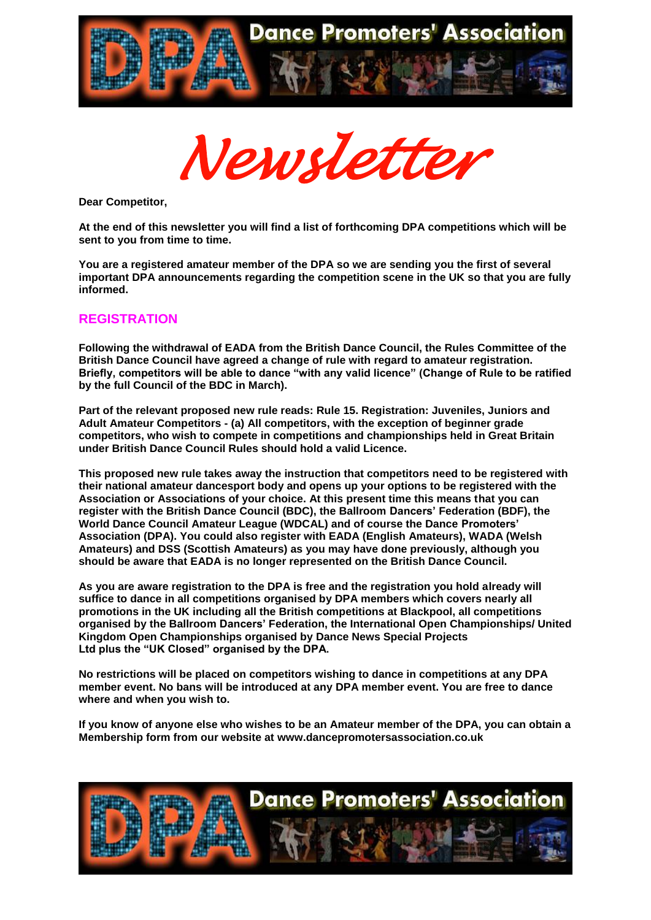# Newsletter

**Dear Competitor,**

**At the end of this newsletter you will find a list of forthcoming DPA competitions which will be sent to you from time to time.**

**You are a registered amateur member of the DPA so we are sending you the first of several important DPA announcements regarding the competition scene in the UK so that you are fully informed.**

## REGISTRATION

**Following the withdrawal of EADA from the British Dance Council, the Rules Committee of the British Dance Council have agreed a change of rule with regard to amateur registration. Briefly, competitors will be able to dance "with any valid licence" (Change of Rule to be ratified by the full Council of the BDC in March).**

**Part of the relevant proposed new rule reads: Rule 15. Registration: Juveniles, Juniors and Adult Amateur Competitors - (a) All competitors, with the exception of beginner grade competitors, who wish to compete in competitions and championships held in Great Britain under British Dance Council Rules should hold a valid Licence.**

**This proposed new rule takes away the instruction that competitors need to be registered with their national amateur dancesport body and opens up your options to be registered with the Association or Associations of your choice. At this present time this means that you can register with the British Dance Council (BDC), the Ballroom Dancers' Federation (BDF), the World Dance Council Amateur League (WDCAL) and of course the Dance Promoters' Association (DPA). You could also register with EADA (English Amateurs), WADA (Welsh Amateurs) and DSS (Scottish Amateurs) as you may have done previously, although you should be aware that EADA is no longer represented on the British Dance Council.**

**As you are aware registration to the DPA is free and the registration you hold already will suffice to dance in all competitions organised by DPA members which covers nearly all promotions in the UK including all the British competitions at Blackpool, all competitions organised by the Ballroom Dancers' Federation, the International Open Championships/ United Kingdom Open Championships organised by Dance News Special Projects Ltd plus the "UK Closed" organised by the DPA.**

**No restrictions will be placed on competitors wishing to dance in competitions at any DPA member event. No bans will be introduced at any DPA member event. You are free to dance where and when you wish to.**

**If you know of anyone else who wishes to be an Amateur member of the DPA, you can obtain a Membership form from our website at www.dancepromotersassociation.co.uk**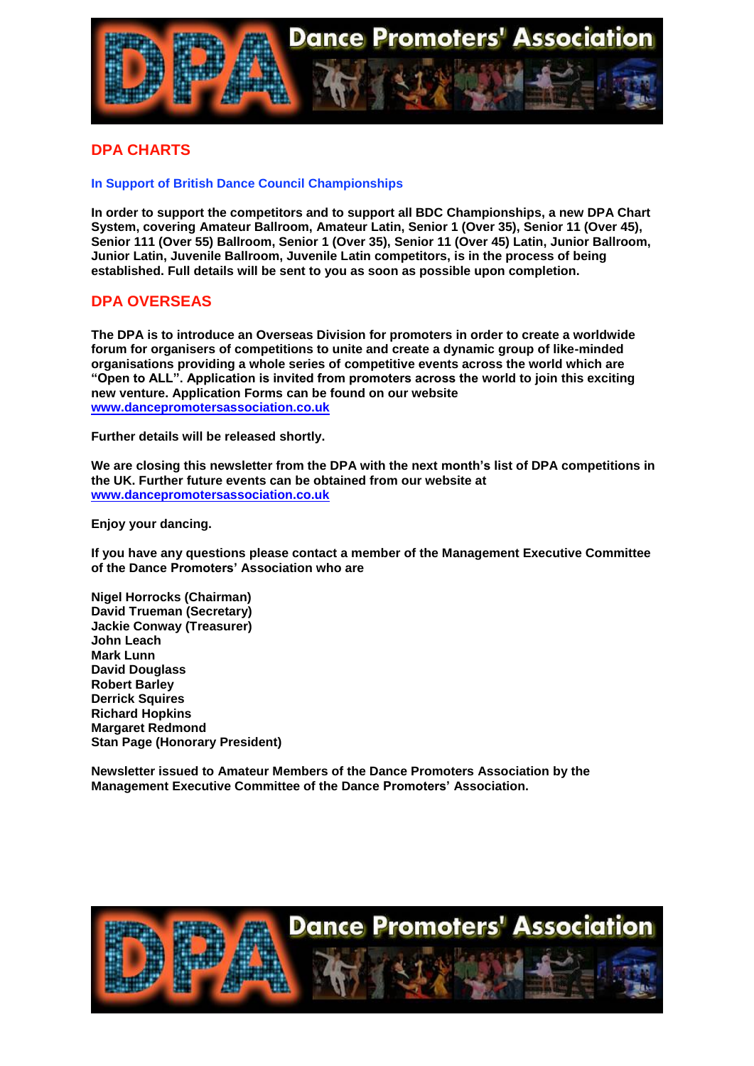## DPA CHARTS

### In Support of British Dance Council Championships

**In order to support the competitors and to support all BDC Championships, a new DPA Chart System, covering Amateur Ballroom, Amateur Latin, Senior 1 (Over 35), Senior 11 (Over 45), Senior 111 (Over 55) Ballroom, Senior 1 (Over 35), Senior 11 (Over 45) Latin, Junior Ballroom, Junior Latin, Juvenile Ballroom, Juvenile Latin competitors, is in the process of being established. Full details will be sent to you as soon as possible upon completion.**

## DPA OVERSEAS

**The DPA is to introduce an Overseas Division for promoters in order to create a worldwide forum for organisers of competitions to unite and create a dynamic group of like-minded organisations providing a whole series of competitive events across the world which are "Open to ALL". Application is invited from promoters across the world to join this exciting new venture. Application Forms can be found on our website [www.dancepromotersassociation.co.uk](www.dancepromotersassociation.co.uk)**

**Further details will be released shortly.**

**We are closing this newsletter from the DPA with the next month's list of DPA competitions in the UK. Further future events can be obtained from our website at [www.dancepromotersassociation.co.uk](www.dancepromotersassociation.co.uk)**

**Enjoy your dancing.**

**If you have any questions please contact a member of the Management Executive Committee of the Dance Promoters' Association who are**

**Nigel Horrocks (Chairman)**
**David Trueman (Secretary)**
**Jackie Conway (Treasurer)**
**John Leach**
**Mark Lunn**
**David Douglass**
**Robert Barley**
**Derrick Squires**
**Richard Hopkins**
**Margaret Redmond**
**Stan Page (Honorary President)**

**Newsletter issued to Amateur Members of the Dance Promoters Association by the Management Executive Committee of the Dance Promoters' Association.**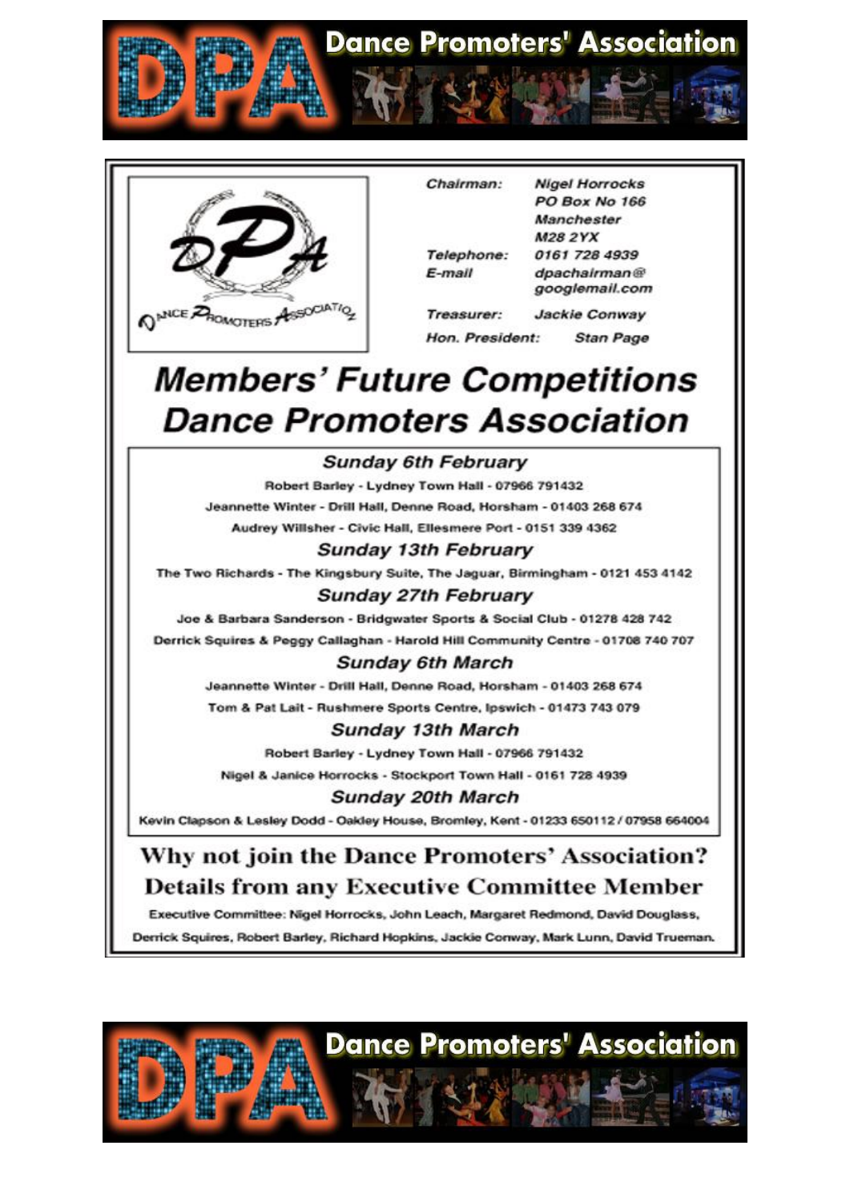Chairman: Nigel Horrocks
PO Box No 166
Manchester
M28 2YX

Telephone: 0161 728 4939

E-mail dpachairman@googlemail.com

Treasurer: Jackie Conway

Hon. President: Stan Page

# Members' Future Competitions Dance Promoters Association

### Sunday 6th February

Robert Barley - Lydney Town Hall - 07966 791432

Jeannette Winter - Drill Hall, Denne Road, Horsham - 01403 268 674

Audrey Willsher - Civic Hall, Ellesmere Port - 0151 339 4362

### Sunday 13th February

The Two Richards - The Kingsbury Suite, The Jaguar, Birmingham - 0121 453 4142

### Sunday 27th February

Joe & Barbara Sanderson - Bridgwater Sports & Social Club - 01278 428 742

Derrick Squires & Peggy Callaghan - Harold Hill Community Centre - 01708 740 707

### Sunday 6th March

Jeannette Winter - Drill Hall, Denne Road, Horsham - 01403 268 674

Tom & Pat Lait - Rushmere Sports Centre, Ipswich - 01473 743 079

### Sunday 13th March

Robert Barley - Lydney Town Hall - 07966 791432

Nigel & Janice Horrocks - Stockport Town Hall - 0161 728 4939

### Sunday 20th March

Kevin Clapson & Lesley Dodd - Oakley House, Bromley, Kent - 01233 650112 / 07958 664004

## Why not join the Dance Promoters' Association? Details from any Executive Committee Member

Executive Committee: Nigel Horrocks, John Leach, Margaret Redmond, David Douglass, Derrick Squires, Robert Barley, Richard Hopkins, Jackie Conway, Mark Lunn, David Trueman.